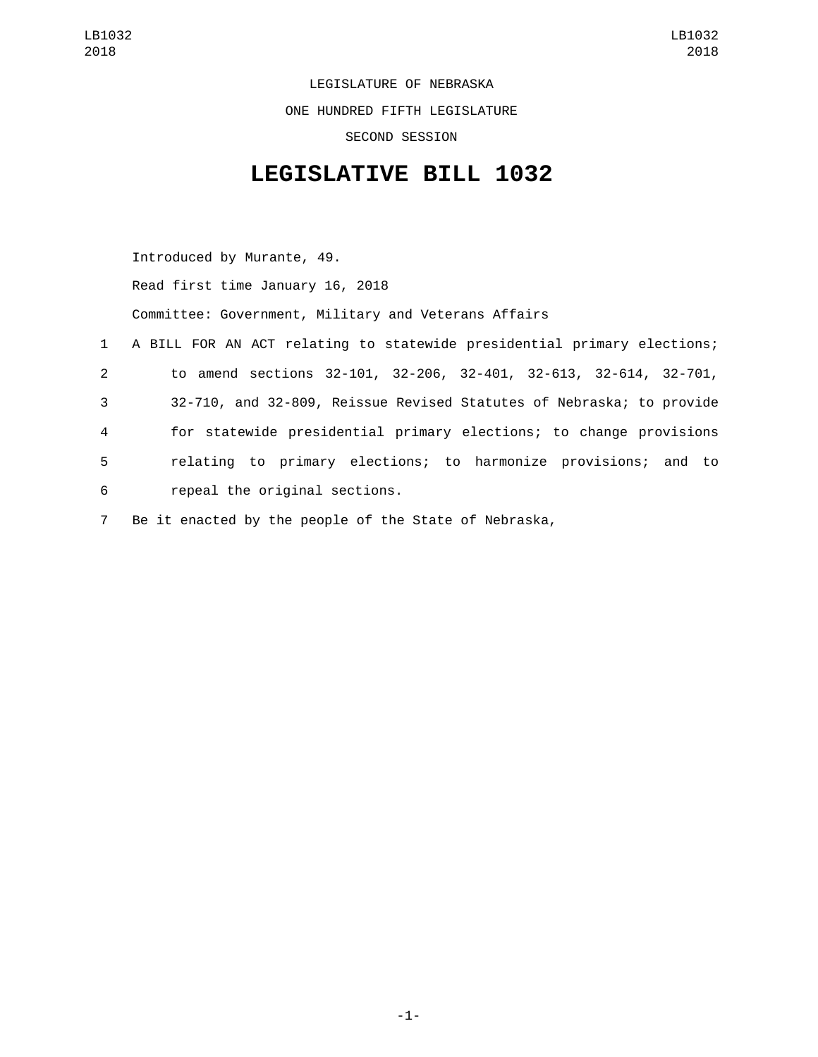LEGISLATURE OF NEBRASKA

ONE HUNDRED FIFTH LEGISLATURE

SECOND SESSION

# LEGISLATIVE BILL 1032

Introduced by Murante, 49.

Read first time January 16, 2018

Committee: Government, Military and Veterans Affairs

1 A BILL FOR AN ACT relating to statewide presidential primary elections;
2 to amend sections 32-101, 32-206, 32-401, 32-613, 32-614, 32-701,
3 32-710, and 32-809, Reissue Revised Statutes of Nebraska; to provide
4 for statewide presidential primary elections; to change provisions
5 relating to primary elections; to harmonize provisions; and to
6 repeal the original sections.

7 Be it enacted by the people of the State of Nebraska,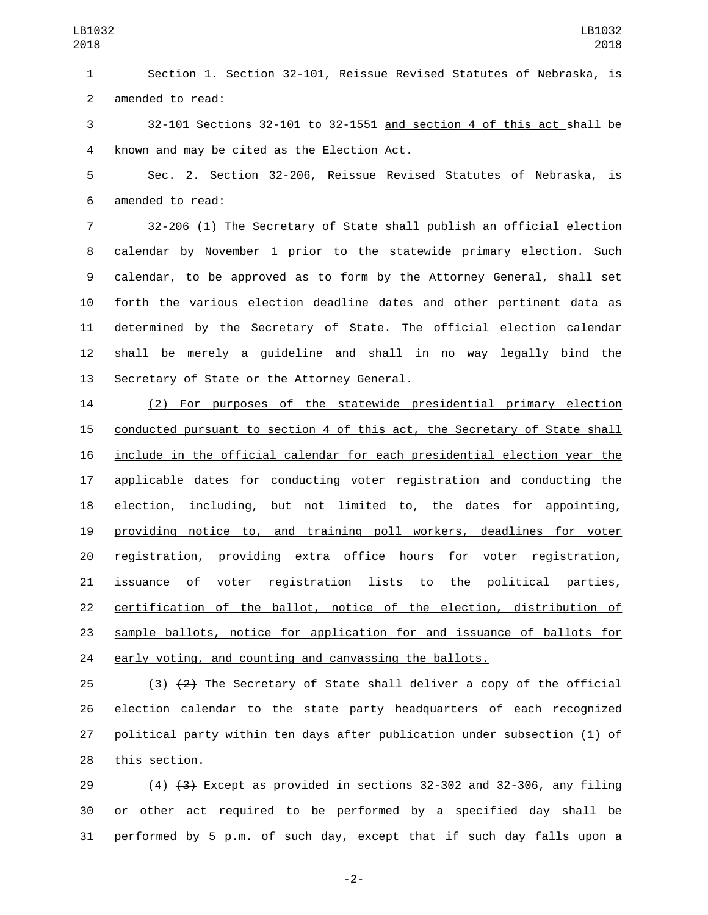Section 1. Section 32-101, Reissue Revised Statutes of Nebraska, is amended to read:

32-101 Sections 32-101 to 32-1551 <u>and section 4 of this act</u> shall be known and may be cited as the Election Act.

Sec. 2. Section 32-206, Reissue Revised Statutes of Nebraska, is amended to read:

32-206 (1) The Secretary of State shall publish an official election calendar by November 1 prior to the statewide primary election. Such calendar, to be approved as to form by the Attorney General, shall set forth the various election deadline dates and other pertinent data as determined by the Secretary of State. The official election calendar shall be merely a guideline and shall in no way legally bind the Secretary of State or the Attorney General.

<u>(2) For purposes of the statewide presidential primary election conducted pursuant to section 4 of this act, the Secretary of State shall include in the official calendar for each presidential election year the applicable dates for conducting voter registration and conducting the election, including, but not limited to, the dates for appointing, providing notice to, and training poll workers, deadlines for voter registration, providing extra office hours for voter registration, issuance of voter registration lists to the political parties, certification of the ballot, notice of the election, distribution of sample ballots, notice for application for and issuance of ballots for early voting, and counting and canvassing the ballots.</u>

<u>(3)</u> ~~(2)~~ The Secretary of State shall deliver a copy of the official election calendar to the state party headquarters of each recognized political party within ten days after publication under subsection (1) of this section.

<u>(4)</u> ~~(3)~~ Except as provided in sections 32-302 and 32-306, any filing or other act required to be performed by a specified day shall be performed by 5 p.m. of such day, except that if such day falls upon a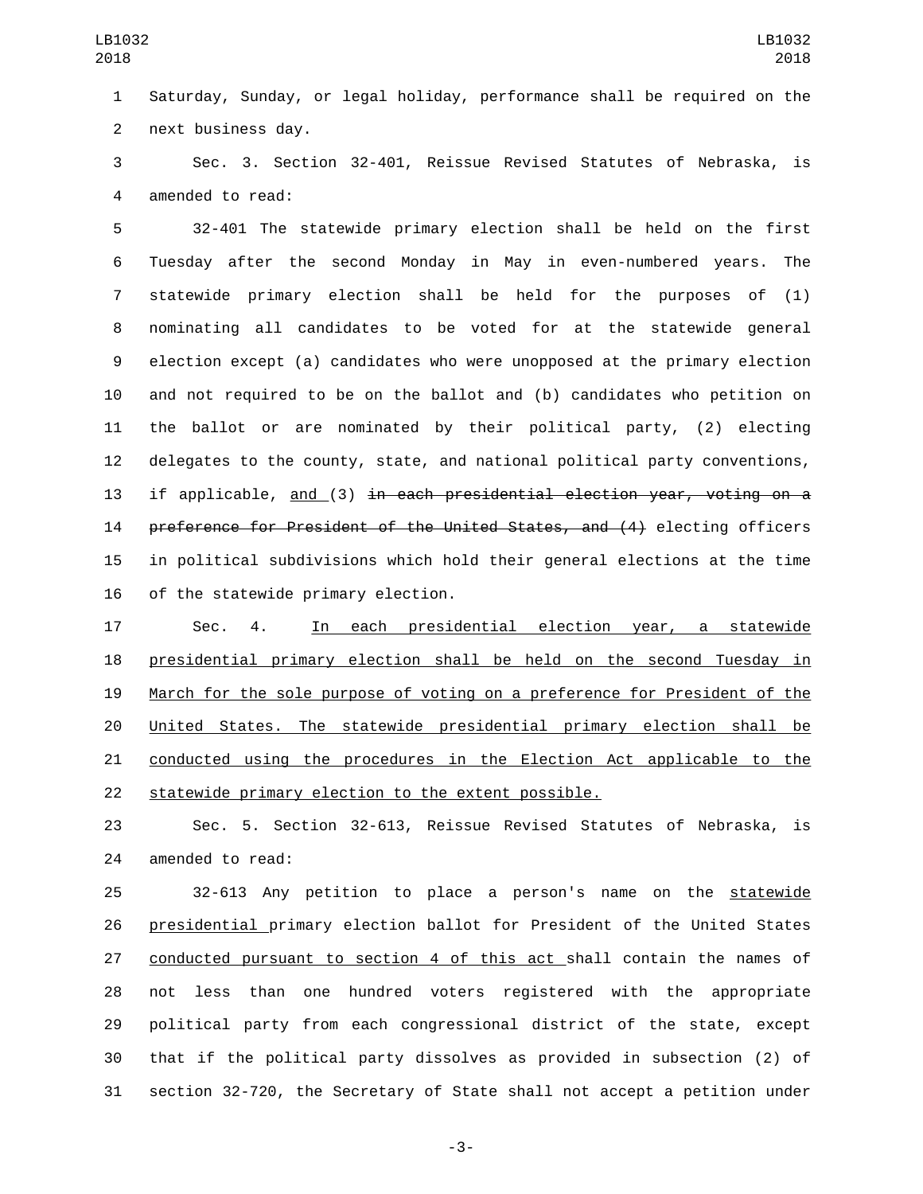Saturday, Sunday, or legal holiday, performance shall be required on the next business day.

Sec. 3. Section 32-401, Reissue Revised Statutes of Nebraska, is amended to read:

32-401 The statewide primary election shall be held on the first Tuesday after the second Monday in May in even-numbered years. The statewide primary election shall be held for the purposes of (1) nominating all candidates to be voted for at the statewide general election except (a) candidates who were unopposed at the primary election and not required to be on the ballot and (b) candidates who petition on the ballot or are nominated by their political party, (2) electing delegates to the county, state, and national political party conventions, if applicable, <u>and</u> (3) ~~in each presidential election year, voting on a preference for President of the United States, and (4)~~ electing officers in political subdivisions which hold their general elections at the time of the statewide primary election.

Sec. 4. <u>In each presidential election year, a statewide presidential primary election shall be held on the second Tuesday in March for the sole purpose of voting on a preference for President of the United States. The statewide presidential primary election shall be conducted using the procedures in the Election Act applicable to the statewide primary election to the extent possible.</u>

Sec. 5. Section 32-613, Reissue Revised Statutes of Nebraska, is amended to read:

32-613 Any petition to place a person's name on the <u>statewide presidential</u> primary election ballot for President of the United States <u>conducted pursuant to section 4 of this act</u> shall contain the names of not less than one hundred voters registered with the appropriate political party from each congressional district of the state, except that if the political party dissolves as provided in subsection (2) of section 32-720, the Secretary of State shall not accept a petition under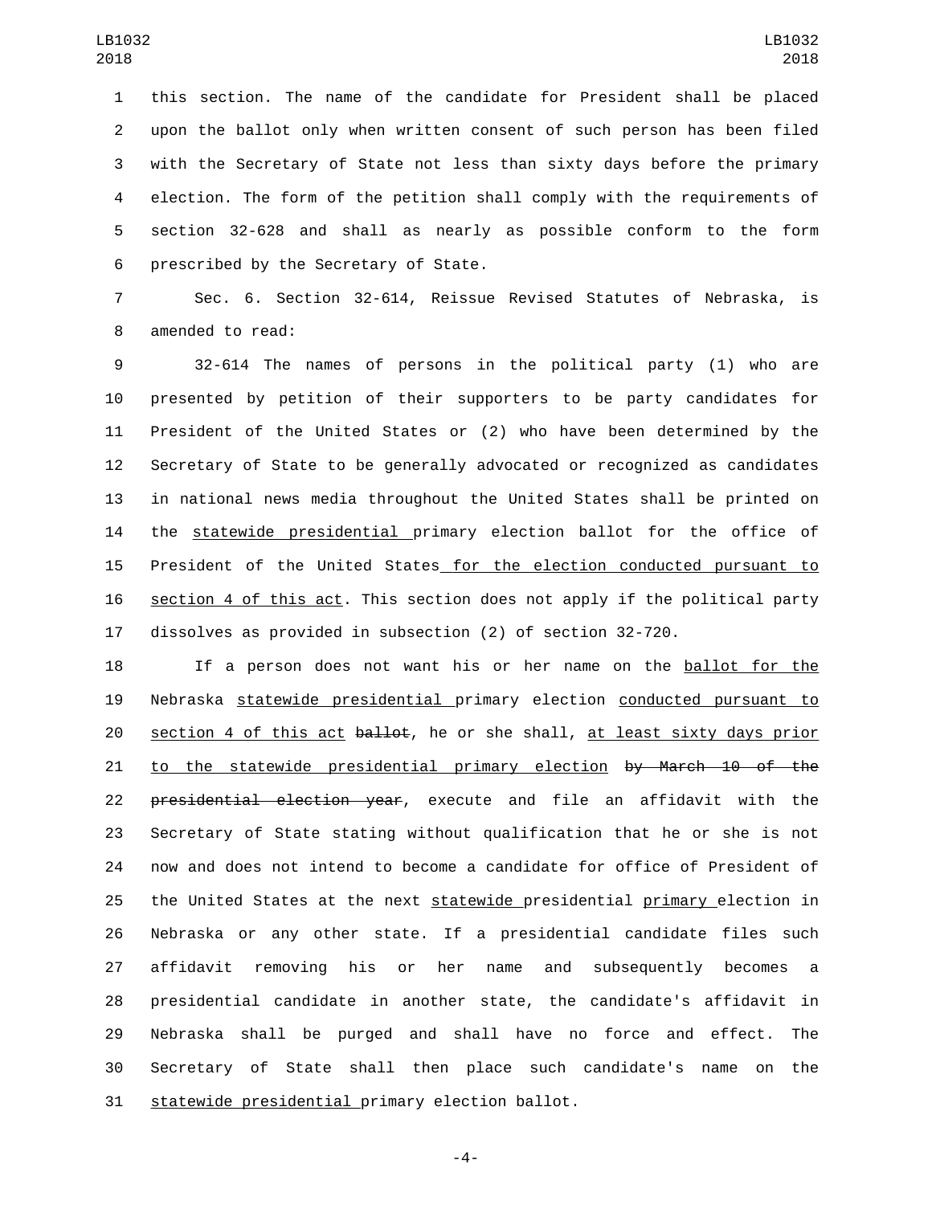this section. The name of the candidate for President shall be placed upon the ballot only when written consent of such person has been filed with the Secretary of State not less than sixty days before the primary election. The form of the petition shall comply with the requirements of section 32-628 and shall as nearly as possible conform to the form prescribed by the Secretary of State.

Sec. 6. Section 32-614, Reissue Revised Statutes of Nebraska, is amended to read:

32-614 The names of persons in the political party (1) who are presented by petition of their supporters to be party candidates for President of the United States or (2) who have been determined by the Secretary of State to be generally advocated or recognized as candidates in national news media throughout the United States shall be printed on the statewide presidential primary election ballot for the office of President of the United States for the election conducted pursuant to section 4 of this act. This section does not apply if the political party dissolves as provided in subsection (2) of section 32-720.

If a person does not want his or her name on the ballot for the Nebraska statewide presidential primary election conducted pursuant to section 4 of this act ~~ballot~~, he or she shall, at least sixty days prior to the statewide presidential primary election ~~by March 10 of the presidential election year~~, execute and file an affidavit with the Secretary of State stating without qualification that he or she is not now and does not intend to become a candidate for office of President of the United States at the next statewide presidential primary election in Nebraska or any other state. If a presidential candidate files such affidavit removing his or her name and subsequently becomes a presidential candidate in another state, the candidate's affidavit in Nebraska shall be purged and shall have no force and effect. The Secretary of State shall then place such candidate's name on the statewide presidential primary election ballot.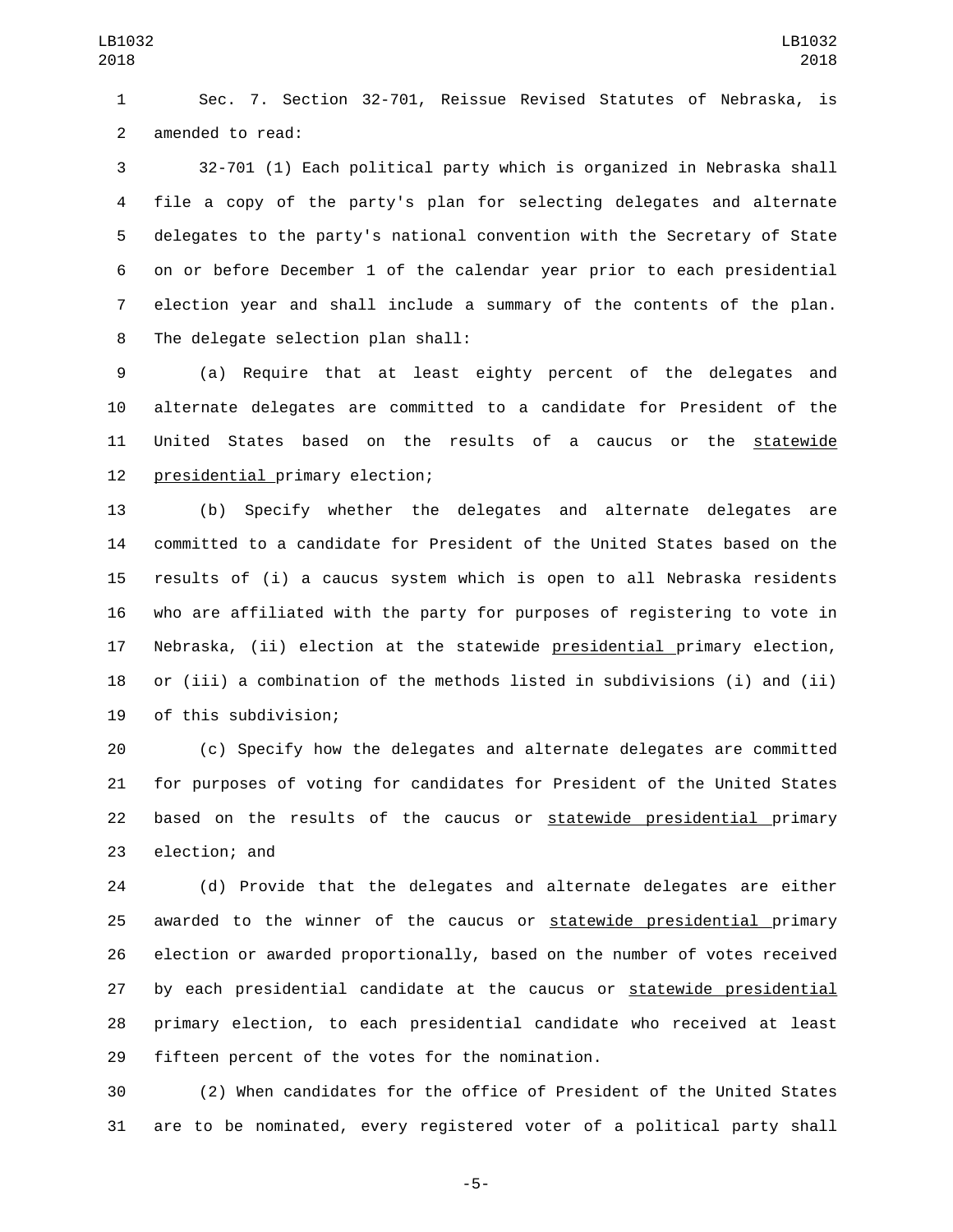Sec. 7. Section 32-701, Reissue Revised Statutes of Nebraska, is amended to read:

32-701 (1) Each political party which is organized in Nebraska shall file a copy of the party's plan for selecting delegates and alternate delegates to the party's national convention with the Secretary of State on or before December 1 of the calendar year prior to each presidential election year and shall include a summary of the contents of the plan. The delegate selection plan shall:

(a) Require that at least eighty percent of the delegates and alternate delegates are committed to a candidate for President of the United States based on the results of a caucus or the statewide presidential primary election;

(b) Specify whether the delegates and alternate delegates are committed to a candidate for President of the United States based on the results of (i) a caucus system which is open to all Nebraska residents who are affiliated with the party for purposes of registering to vote in Nebraska, (ii) election at the statewide presidential primary election, or (iii) a combination of the methods listed in subdivisions (i) and (ii) of this subdivision;

(c) Specify how the delegates and alternate delegates are committed for purposes of voting for candidates for President of the United States based on the results of the caucus or statewide presidential primary election; and

(d) Provide that the delegates and alternate delegates are either awarded to the winner of the caucus or statewide presidential primary election or awarded proportionally, based on the number of votes received by each presidential candidate at the caucus or statewide presidential primary election, to each presidential candidate who received at least fifteen percent of the votes for the nomination.

(2) When candidates for the office of President of the United States are to be nominated, every registered voter of a political party shall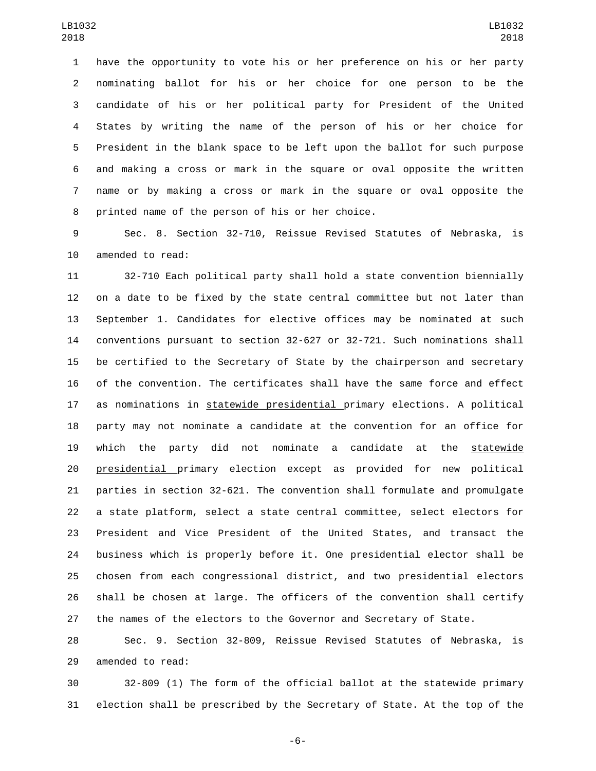have the opportunity to vote his or her preference on his or her party nominating ballot for his or her choice for one person to be the candidate of his or her political party for President of the United States by writing the name of the person of his or her choice for President in the blank space to be left upon the ballot for such purpose and making a cross or mark in the square or oval opposite the written name or by making a cross or mark in the square or oval opposite the printed name of the person of his or her choice.

Sec. 8. Section 32-710, Reissue Revised Statutes of Nebraska, is amended to read:

32-710 Each political party shall hold a state convention biennially on a date to be fixed by the state central committee but not later than September 1. Candidates for elective offices may be nominated at such conventions pursuant to section 32-627 or 32-721. Such nominations shall be certified to the Secretary of State by the chairperson and secretary of the convention. The certificates shall have the same force and effect as nominations in statewide presidential primary elections. A political party may not nominate a candidate at the convention for an office for which the party did not nominate a candidate at the statewide presidential primary election except as provided for new political parties in section 32-621. The convention shall formulate and promulgate a state platform, select a state central committee, select electors for President and Vice President of the United States, and transact the business which is properly before it. One presidential elector shall be chosen from each congressional district, and two presidential electors shall be chosen at large. The officers of the convention shall certify the names of the electors to the Governor and Secretary of State.

Sec. 9. Section 32-809, Reissue Revised Statutes of Nebraska, is amended to read:

32-809 (1) The form of the official ballot at the statewide primary election shall be prescribed by the Secretary of State. At the top of the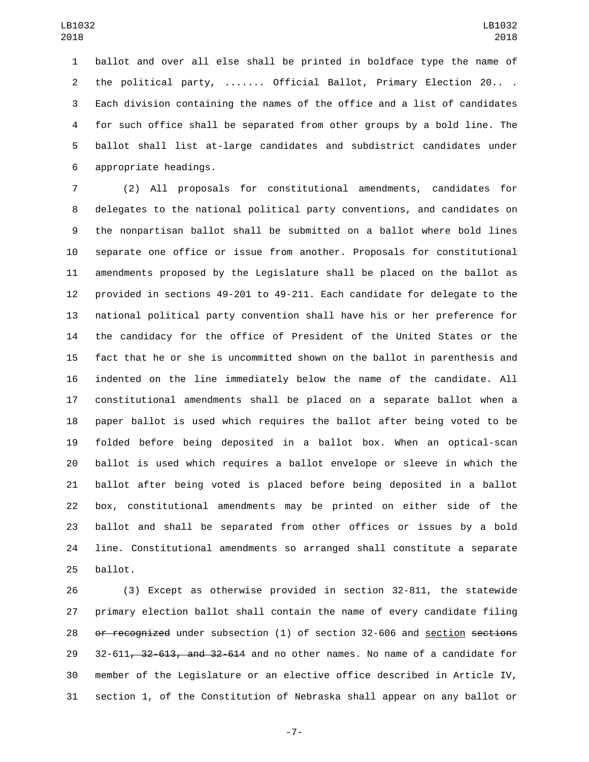ballot and over all else shall be printed in boldface type the name of the political party, ....... Official Ballot, Primary Election 20.. . Each division containing the names of the office and a list of candidates for such office shall be separated from other groups by a bold line. The ballot shall list at-large candidates and subdistrict candidates under appropriate headings.

(2) All proposals for constitutional amendments, candidates for delegates to the national political party conventions, and candidates on the nonpartisan ballot shall be submitted on a ballot where bold lines separate one office or issue from another. Proposals for constitutional amendments proposed by the Legislature shall be placed on the ballot as provided in sections 49-201 to 49-211. Each candidate for delegate to the national political party convention shall have his or her preference for the candidacy for the office of President of the United States or the fact that he or she is uncommitted shown on the ballot in parenthesis and indented on the line immediately below the name of the candidate. All constitutional amendments shall be placed on a separate ballot when a paper ballot is used which requires the ballot after being voted to be folded before being deposited in a ballot box. When an optical-scan ballot is used which requires a ballot envelope or sleeve in which the ballot after being voted is placed before being deposited in a ballot box, constitutional amendments may be printed on either side of the ballot and shall be separated from other offices or issues by a bold line. Constitutional amendments so arranged shall constitute a separate ballot.

(3) Except as otherwise provided in section 32-811, the statewide primary election ballot shall contain the name of every candidate filing ~~or recognized~~ under subsection (1) of section 32-606 and <u>section</u> ~~sections~~ 32-611~~, 32-613, and 32-614~~ and no other names. No name of a candidate for member of the Legislature or an elective office described in Article IV, section 1, of the Constitution of Nebraska shall appear on any ballot or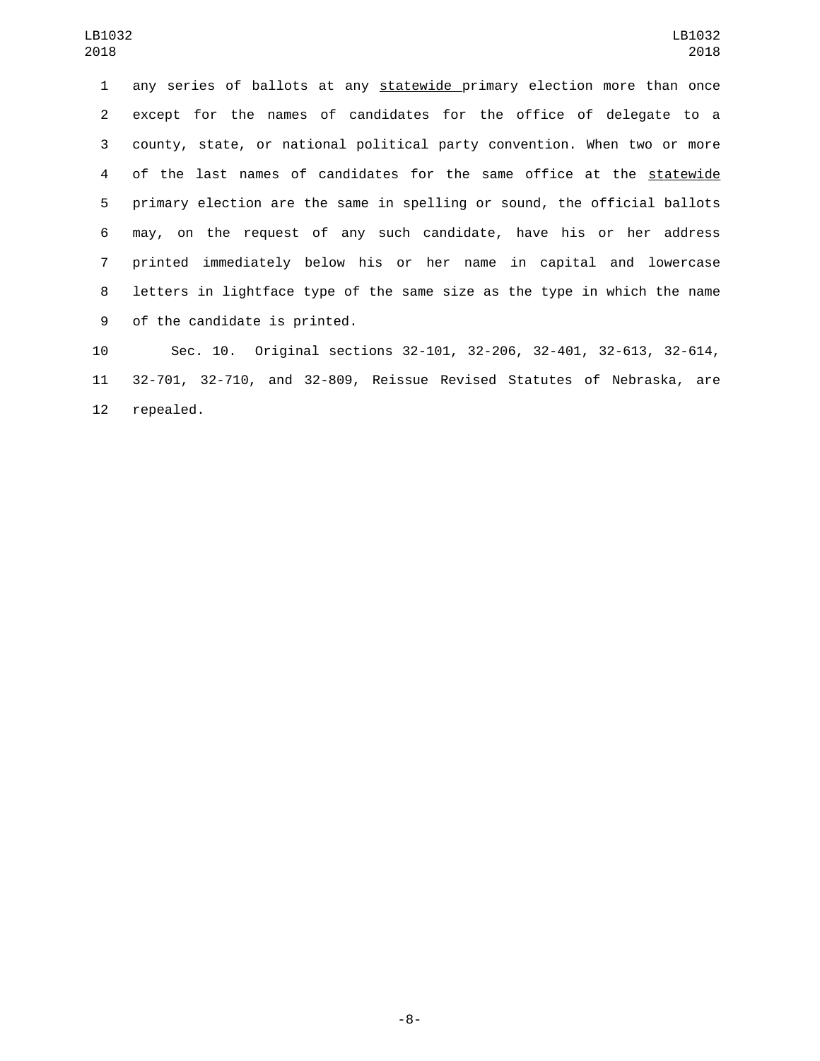any series of ballots at any statewide primary election more than once except for the names of candidates for the office of delegate to a county, state, or national political party convention. When two or more of the last names of candidates for the same office at the statewide primary election are the same in spelling or sound, the official ballots may, on the request of any such candidate, have his or her address printed immediately below his or her name in capital and lowercase letters in lightface type of the same size as the type in which the name of the candidate is printed.

Sec. 10. Original sections 32-101, 32-206, 32-401, 32-613, 32-614, 32-701, 32-710, and 32-809, Reissue Revised Statutes of Nebraska, are repealed.